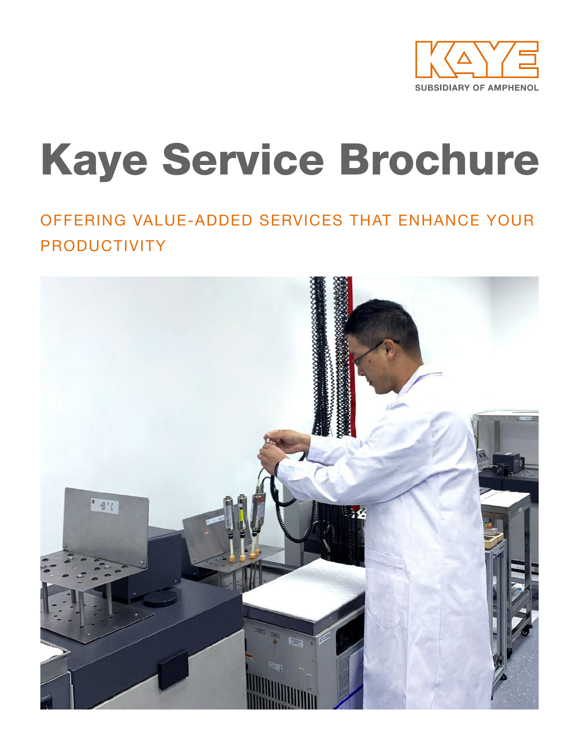KAYE
SUBSIDIARY OF AMPHENOL

# Kaye Service Brochure

## OFFERING VALUE-ADDED SERVICES THAT ENHANCE YOUR PRODUCTIVITY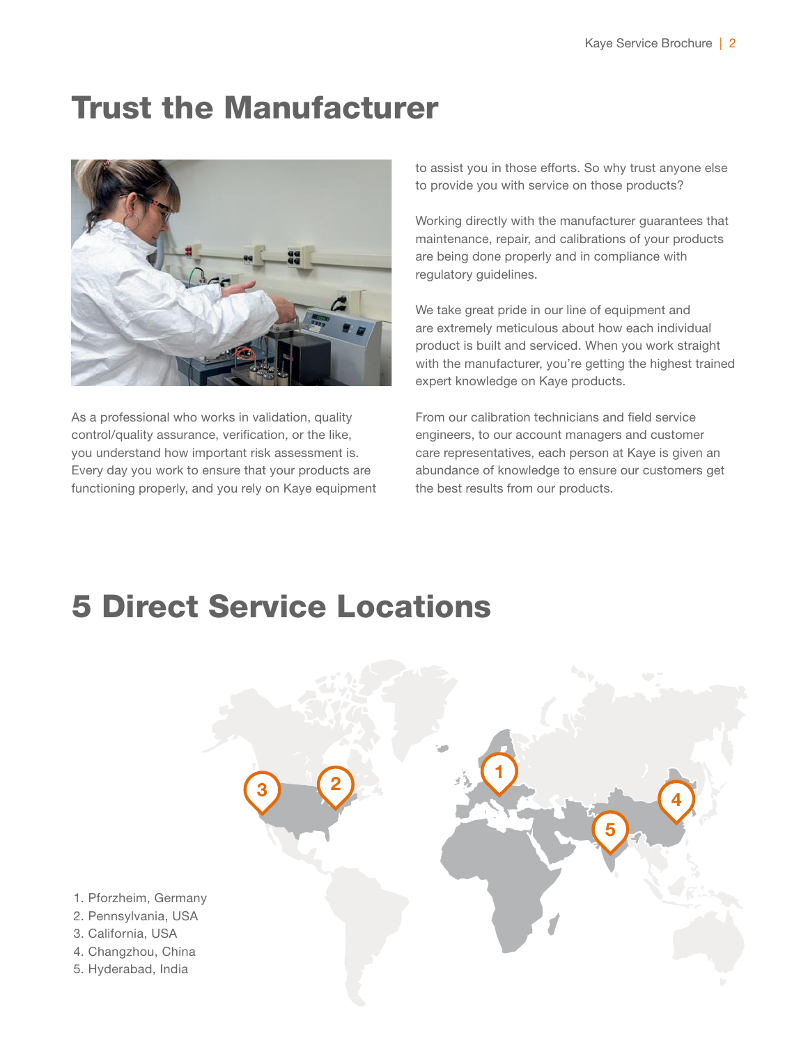# Trust the Manufacturer

As a professional who works in validation, quality control/quality assurance, verification, or the like, you understand how important risk assessment is. Every day you work to ensure that your products are functioning properly, and you rely on Kaye equipment to assist you in those efforts. So why trust anyone else to provide you with service on those products?

Working directly with the manufacturer guarantees that maintenance, repair, and calibrations of your products are being done properly and in compliance with regulatory guidelines.

We take great pride in our line of equipment and are extremely meticulous about how each individual product is built and serviced. When you work straight with the manufacturer, you're getting the highest trained expert knowledge on Kaye products.

From our calibration technicians and field service engineers, to our account managers and customer care representatives, each person at Kaye is given an abundance of knowledge to ensure our customers get the best results from our products.

# 5 Direct Service Locations

1. Pforzheim, Germany
2. Pennsylvania, USA
3. California, USA
4. Changzhou, China
5. Hyderabad, India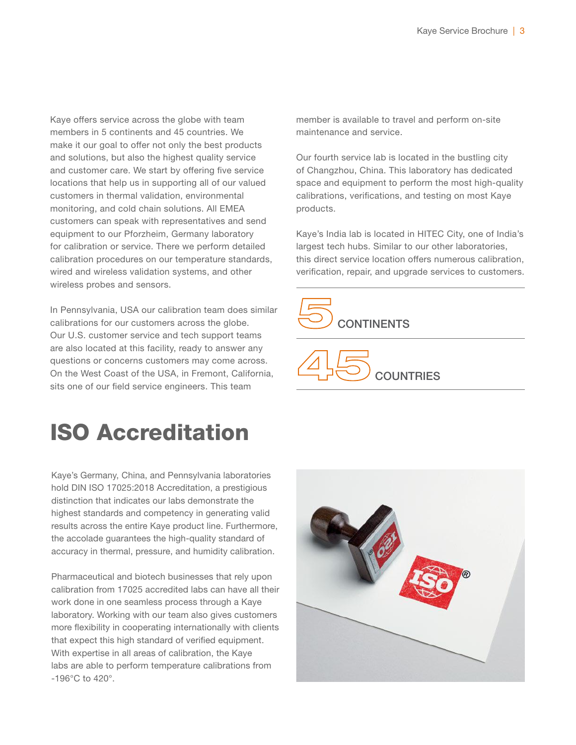Kaye offers service across the globe with team members in 5 continents and 45 countries. We make it our goal to offer not only the best products and solutions, but also the highest quality service and customer care. We start by offering five service locations that help us in supporting all of our valued customers in thermal validation, environmental monitoring, and cold chain solutions. All EMEA customers can speak with representatives and send equipment to our Pforzheim, Germany laboratory for calibration or service. There we perform detailed calibration procedures on our temperature standards, wired and wireless validation systems, and other wireless probes and sensors.

In Pennsylvania, USA our calibration team does similar calibrations for our customers across the globe. Our U.S. customer service and tech support teams are also located at this facility, ready to answer any questions or concerns customers may come across. On the West Coast of the USA, in Fremont, California, sits one of our field service engineers. This team member is available to travel and perform on-site maintenance and service.

Our fourth service lab is located in the bustling city of Changzhou, China. This laboratory has dedicated space and equipment to perform the most high-quality calibrations, verifications, and testing on most Kaye products.

Kaye's India lab is located in HITEC City, one of India's largest tech hubs. Similar to our other laboratories, this direct service location offers numerous calibration, verification, repair, and upgrade services to customers.

**5** CONTINENTS

**45** COUNTRIES

# ISO Accreditation

Kaye's Germany, China, and Pennsylvania laboratories hold DIN ISO 17025:2018 Accreditation, a prestigious distinction that indicates our labs demonstrate the highest standards and competency in generating valid results across the entire Kaye product line. Furthermore, the accolade guarantees the high-quality standard of accuracy in thermal, pressure, and humidity calibration.

Pharmaceutical and biotech businesses that rely upon calibration from 17025 accredited labs can have all their work done in one seamless process through a Kaye laboratory. Working with our team also gives customers more flexibility in cooperating internationally with clients that expect this high standard of verified equipment. With expertise in all areas of calibration, the Kaye labs are able to perform temperature calibrations from -196°C to 420°.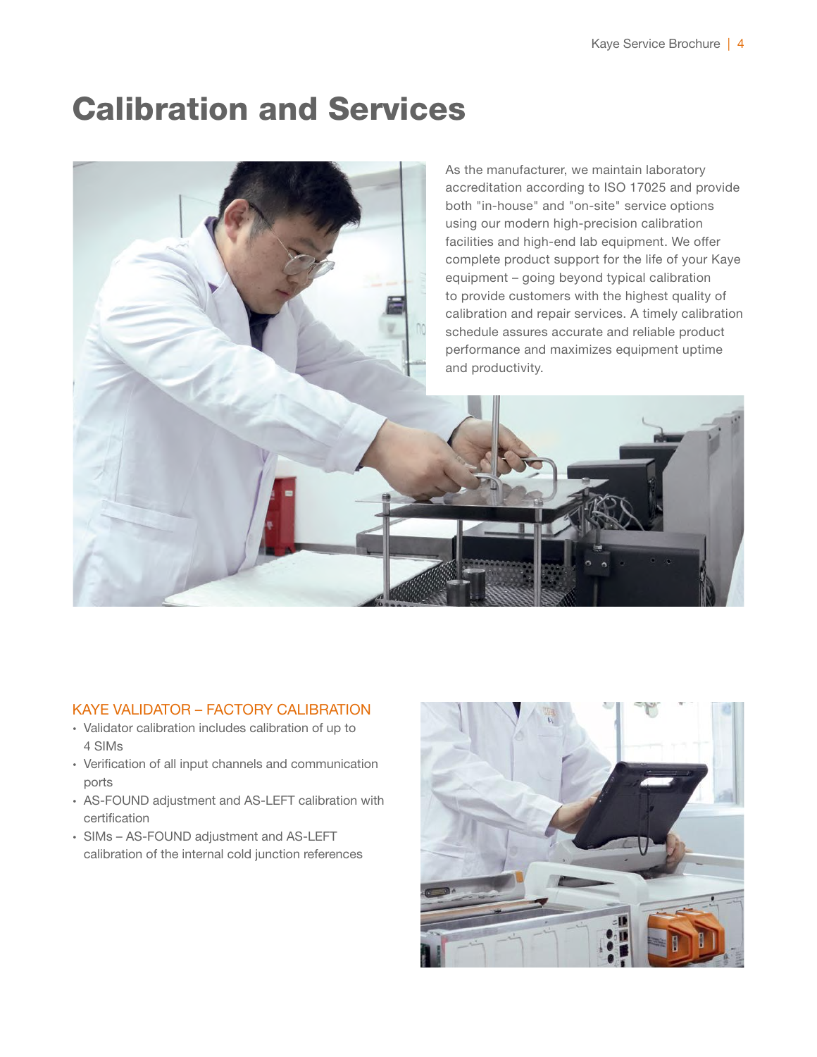# Calibration and Services

As the manufacturer, we maintain laboratory accreditation according to ISO 17025 and provide both "in-house" and "on-site" service options using our modern high-precision calibration facilities and high-end lab equipment. We offer complete product support for the life of your Kaye equipment – going beyond typical calibration to provide customers with the highest quality of calibration and repair services. A timely calibration schedule assures accurate and reliable product performance and maximizes equipment uptime and productivity.

## KAYE VALIDATOR – FACTORY CALIBRATION

- Validator calibration includes calibration of up to 4 SIMs
- Verification of all input channels and communication ports
- AS-FOUND adjustment and AS-LEFT calibration with certification
- SIMs – AS-FOUND adjustment and AS-LEFT calibration of the internal cold junction references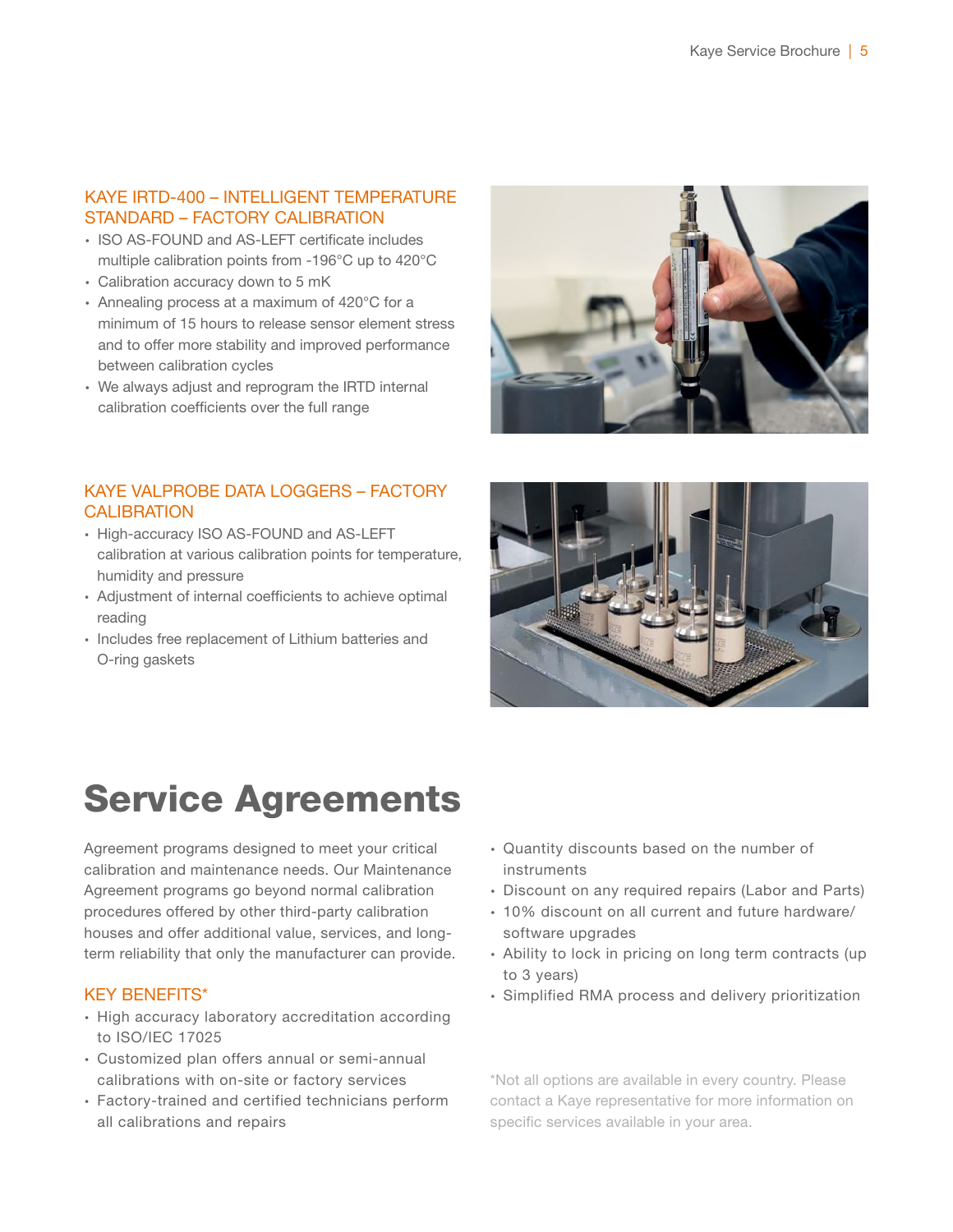### KAYE IRTD-400 – INTELLIGENT TEMPERATURE STANDARD – FACTORY CALIBRATION

- ISO AS-FOUND and AS-LEFT certificate includes multiple calibration points from -196°C up to 420°C
- Calibration accuracy down to 5 mK
- Annealing process at a maximum of 420°C for a minimum of 15 hours to release sensor element stress and to offer more stability and improved performance between calibration cycles
- We always adjust and reprogram the IRTD internal calibration coefficients over the full range

### KAYE VALPROBE DATA LOGGERS – FACTORY CALIBRATION

- High-accuracy ISO AS-FOUND and AS-LEFT calibration at various calibration points for temperature, humidity and pressure
- Adjustment of internal coefficients to achieve optimal reading
- Includes free replacement of Lithium batteries and O-ring gaskets

# Service Agreements

Agreement programs designed to meet your critical calibration and maintenance needs. Our Maintenance Agreement programs go beyond normal calibration procedures offered by other third-party calibration houses and offer additional value, services, and long-term reliability that only the manufacturer can provide.

### KEY BENEFITS*

- High accuracy laboratory accreditation according to ISO/IEC 17025
- Customized plan offers annual or semi-annual calibrations with on-site or factory services
- Factory-trained and certified technicians perform all calibrations and repairs
- Quantity discounts based on the number of instruments
- Discount on any required repairs (Labor and Parts)
- 10% discount on all current and future hardware/software upgrades
- Ability to lock in pricing on long term contracts (up to 3 years)
- Simplified RMA process and delivery prioritization

*Not all options are available in every country. Please contact a Kaye representative for more information on specific services available in your area.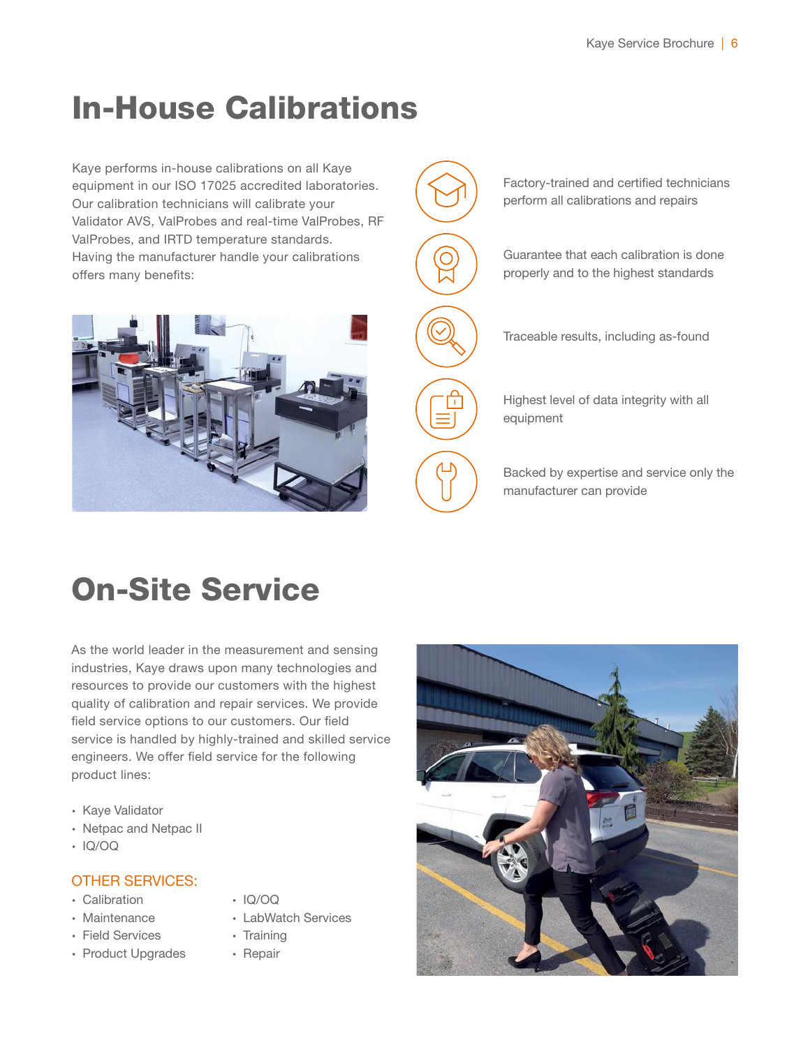# In-House Calibrations

Kaye performs in-house calibrations on all Kaye equipment in our ISO 17025 accredited laboratories. Our calibration technicians will calibrate your Validator AVS, ValProbes and real-time ValProbes, RF ValProbes, and IRTD temperature standards. Having the manufacturer handle your calibrations offers many benefits:

- Factory-trained and certified technicians perform all calibrations and repairs
- Guarantee that each calibration is done properly and to the highest standards
- Traceable results, including as-found
- Highest level of data integrity with all equipment
- Backed by expertise and service only the manufacturer can provide

# On-Site Service

As the world leader in the measurement and sensing industries, Kaye draws upon many technologies and resources to provide our customers with the highest quality of calibration and repair services. We provide field service options to our customers. Our field service is handled by highly-trained and skilled service engineers. We offer field service for the following product lines:

- Kaye Validator
- Netpac and Netpac II
- IQ/OQ

## OTHER SERVICES:

- Calibration
- Maintenance
- Field Services
- Product Upgrades
- IQ/OQ
- LabWatch Services
- Training
- Repair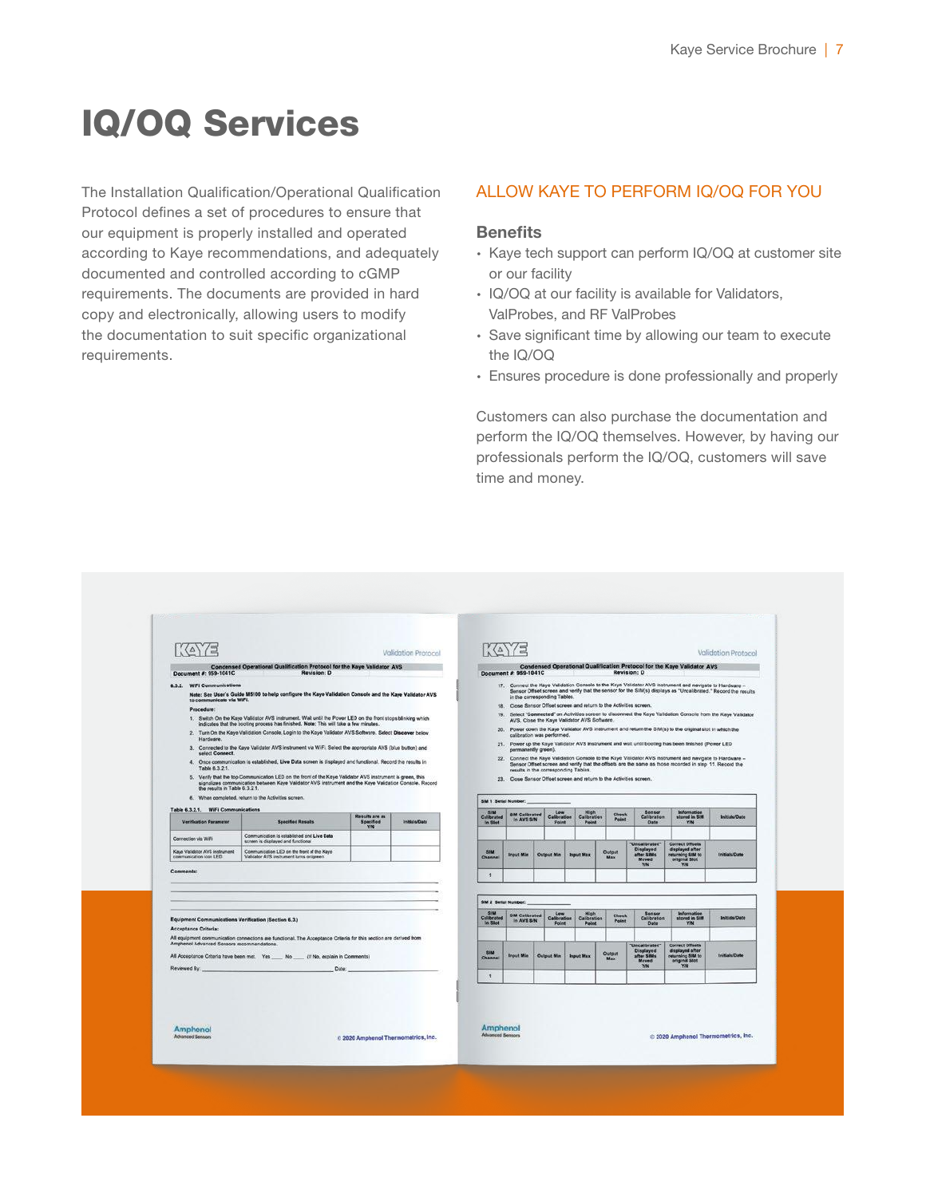# IQ/OQ Services

The Installation Qualification/Operational Qualification Protocol defines a set of procedures to ensure that our equipment is properly installed and operated according to Kaye recommendations, and adequately documented and controlled according to cGMP requirements. The documents are provided in hard copy and electronically, allowing users to modify the documentation to suit specific organizational requirements.

## ALLOW KAYE TO PERFORM IQ/OQ FOR YOU

### Benefits

- Kaye tech support can perform IQ/OQ at customer site or our facility
- IQ/OQ at our facility is available for Validators, ValProbes, and RF ValProbes
- Save significant time by allowing our team to execute the IQ/OQ
- Ensures procedure is done professionally and properly

Customers can also purchase the documentation and perform the IQ/OQ themselves. However, by having our professionals perform the IQ/OQ, customers will save time and money.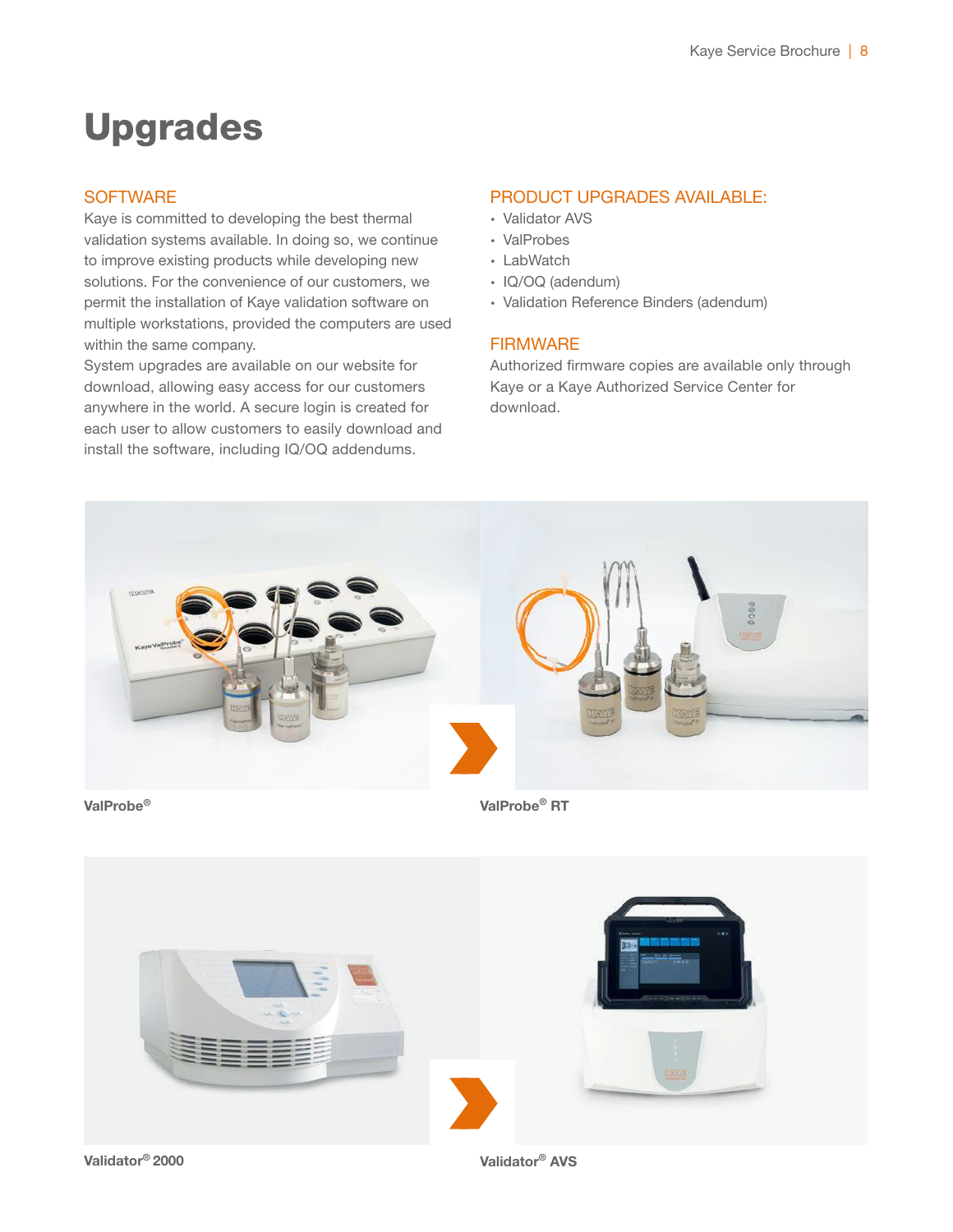# Upgrades

## SOFTWARE

Kaye is committed to developing the best thermal validation systems available. In doing so, we continue to improve existing products while developing new solutions. For the convenience of our customers, we permit the installation of Kaye validation software on multiple workstations, provided the computers are used within the same company.
System upgrades are available on our website for download, allowing easy access for our customers anywhere in the world. A secure login is created for each user to allow customers to easily download and install the software, including IQ/OQ addendums.

## PRODUCT UPGRADES AVAILABLE:

- Validator AVS
- ValProbes
- LabWatch
- IQ/OQ (adendum)
- Validation Reference Binders (adendum)

## FIRMWARE

Authorized firmware copies are available only through Kaye or a Kaye Authorized Service Center for download.

**ValProbe®**

**ValProbe® RT**

**Validator® 2000**

**Validator® AVS**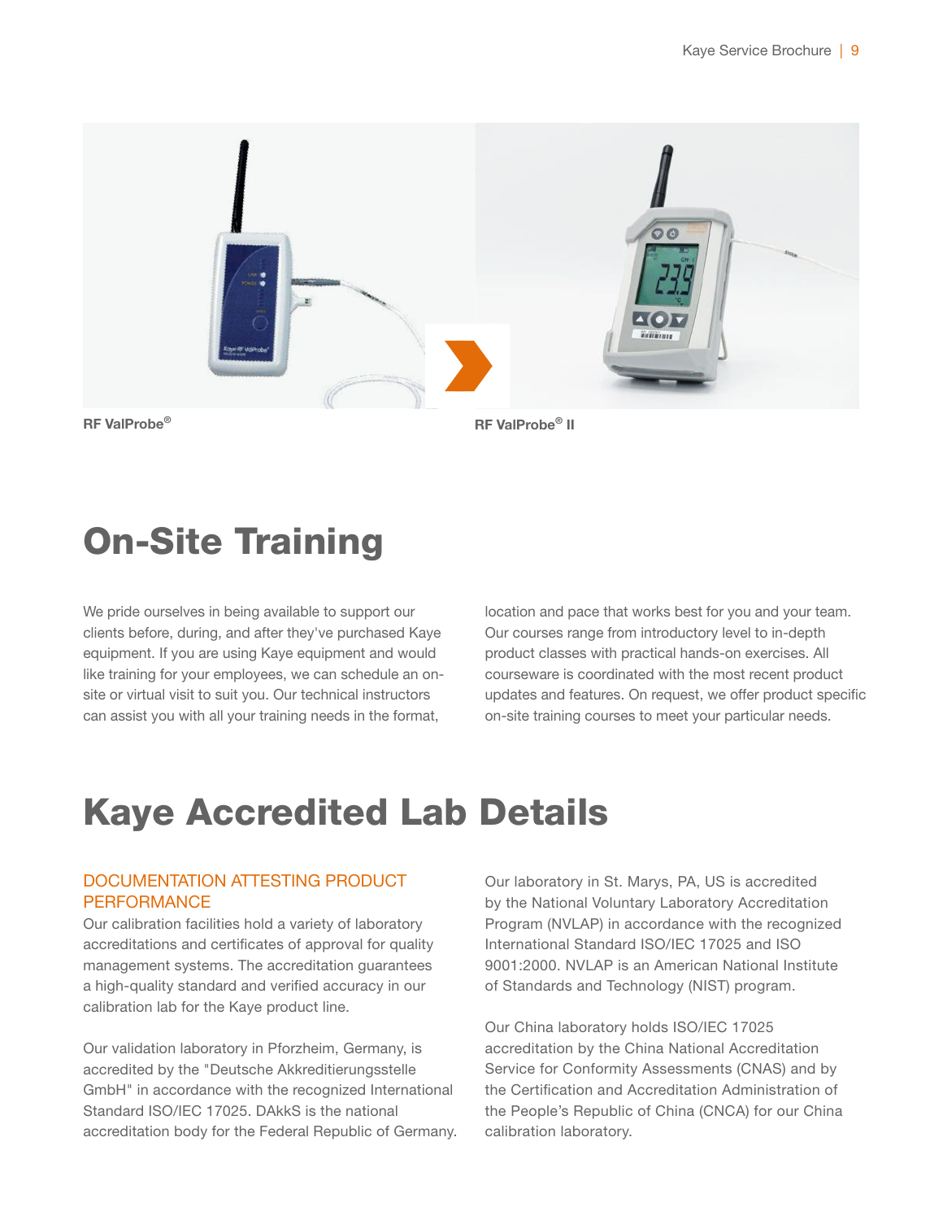RF ValProbe®

RF ValProbe® II

# On-Site Training

We pride ourselves in being available to support our clients before, during, and after they've purchased Kaye equipment. If you are using Kaye equipment and would like training for your employees, we can schedule an on-site or virtual visit to suit you. Our technical instructors can assist you with all your training needs in the format, location and pace that works best for you and your team. Our courses range from introductory level to in-depth product classes with practical hands-on exercises. All courseware is coordinated with the most recent product updates and features. On request, we offer product specific on-site training courses to meet your particular needs.

# Kaye Accredited Lab Details

## DOCUMENTATION ATTESTING PRODUCT PERFORMANCE

Our calibration facilities hold a variety of laboratory accreditations and certificates of approval for quality management systems. The accreditation guarantees a high-quality standard and verified accuracy in our calibration lab for the Kaye product line.

Our validation laboratory in Pforzheim, Germany, is accredited by the "Deutsche Akkreditierungsstelle GmbH" in accordance with the recognized International Standard ISO/IEC 17025. DAkkS is the national accreditation body for the Federal Republic of Germany.

Our laboratory in St. Marys, PA, US is accredited by the National Voluntary Laboratory Accreditation Program (NVLAP) in accordance with the recognized International Standard ISO/IEC 17025 and ISO 9001:2000. NVLAP is an American National Institute of Standards and Technology (NIST) program.

Our China laboratory holds ISO/IEC 17025 accreditation by the China National Accreditation Service for Conformity Assessments (CNAS) and by the Certification and Accreditation Administration of the People's Republic of China (CNCA) for our China calibration laboratory.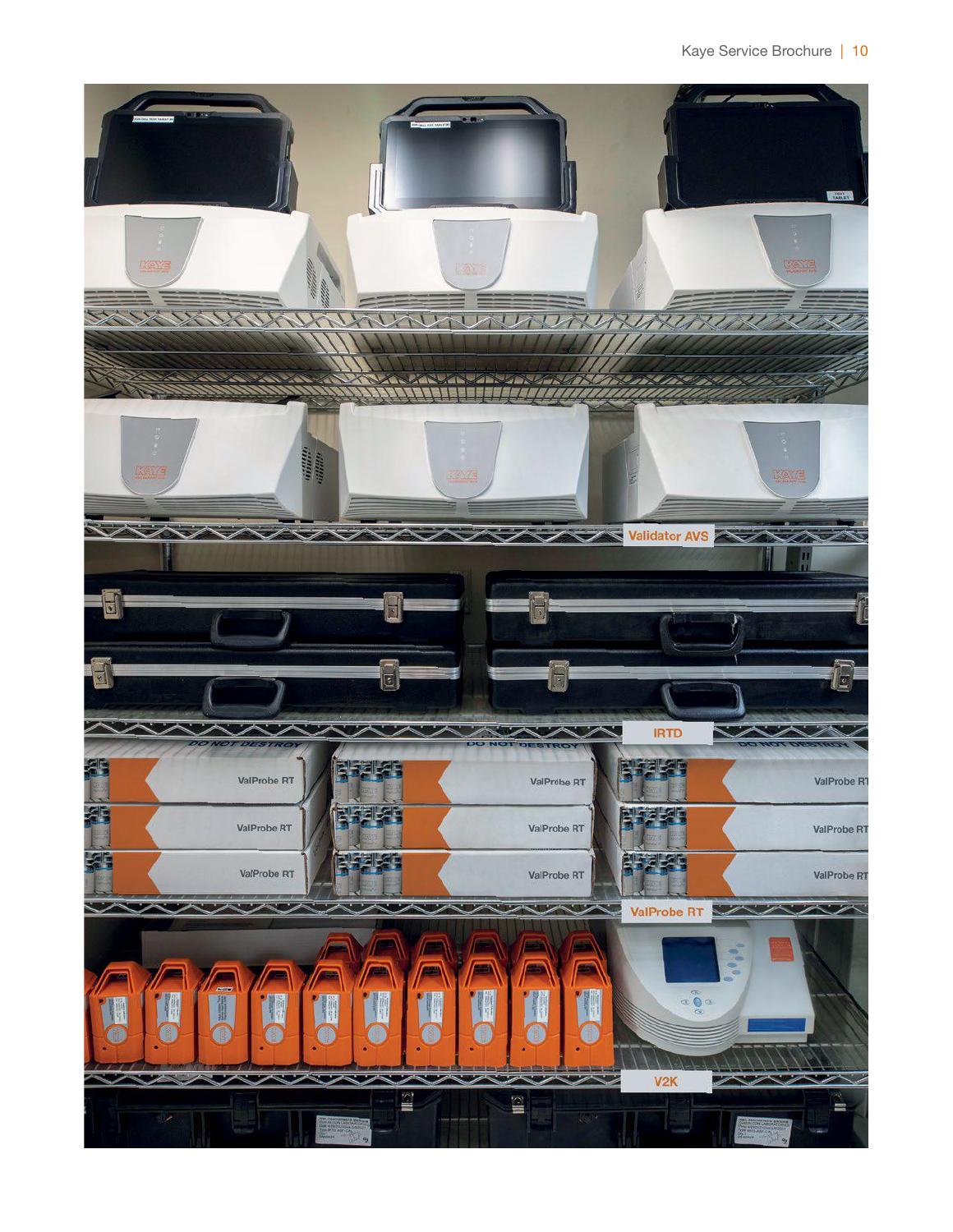Validator AVS

IRTD

ValProbe RT

V2K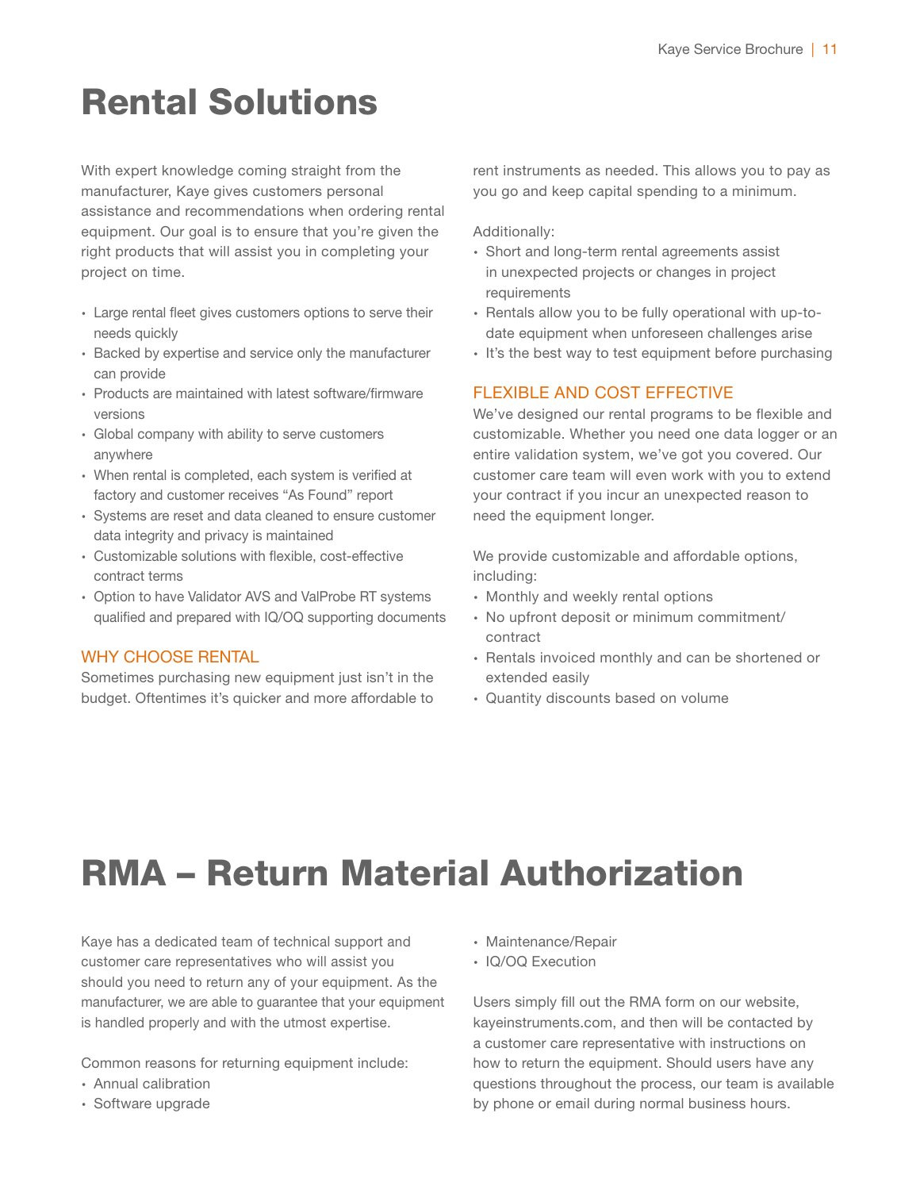# Rental Solutions

With expert knowledge coming straight from the manufacturer, Kaye gives customers personal assistance and recommendations when ordering rental equipment. Our goal is to ensure that you're given the right products that will assist you in completing your project on time.

- Large rental fleet gives customers options to serve their needs quickly
- Backed by expertise and service only the manufacturer can provide
- Products are maintained with latest software/firmware versions
- Global company with ability to serve customers anywhere
- When rental is completed, each system is verified at factory and customer receives "As Found" report
- Systems are reset and data cleaned to ensure customer data integrity and privacy is maintained
- Customizable solutions with flexible, cost-effective contract terms
- Option to have Validator AVS and ValProbe RT systems qualified and prepared with IQ/OQ supporting documents

## WHY CHOOSE RENTAL

Sometimes purchasing new equipment just isn't in the budget. Oftentimes it's quicker and more affordable to rent instruments as needed. This allows you to pay as you go and keep capital spending to a minimum.

Additionally:

- Short and long-term rental agreements assist in unexpected projects or changes in project requirements
- Rentals allow you to be fully operational with up-to-date equipment when unforeseen challenges arise
- It's the best way to test equipment before purchasing

## FLEXIBLE AND COST EFFECTIVE

We've designed our rental programs to be flexible and customizable. Whether you need one data logger or an entire validation system, we've got you covered. Our customer care team will even work with you to extend your contract if you incur an unexpected reason to need the equipment longer.

We provide customizable and affordable options, including:

- Monthly and weekly rental options
- No upfront deposit or minimum commitment/contract
- Rentals invoiced monthly and can be shortened or extended easily
- Quantity discounts based on volume

# RMA – Return Material Authorization

Kaye has a dedicated team of technical support and customer care representatives who will assist you should you need to return any of your equipment. As the manufacturer, we are able to guarantee that your equipment is handled properly and with the utmost expertise.

Common reasons for returning equipment include:

- Annual calibration
- Software upgrade
- Maintenance/Repair
- IQ/OQ Execution

Users simply fill out the RMA form on our website, kayeinstruments.com, and then will be contacted by a customer care representative with instructions on how to return the equipment. Should users have any questions throughout the process, our team is available by phone or email during normal business hours.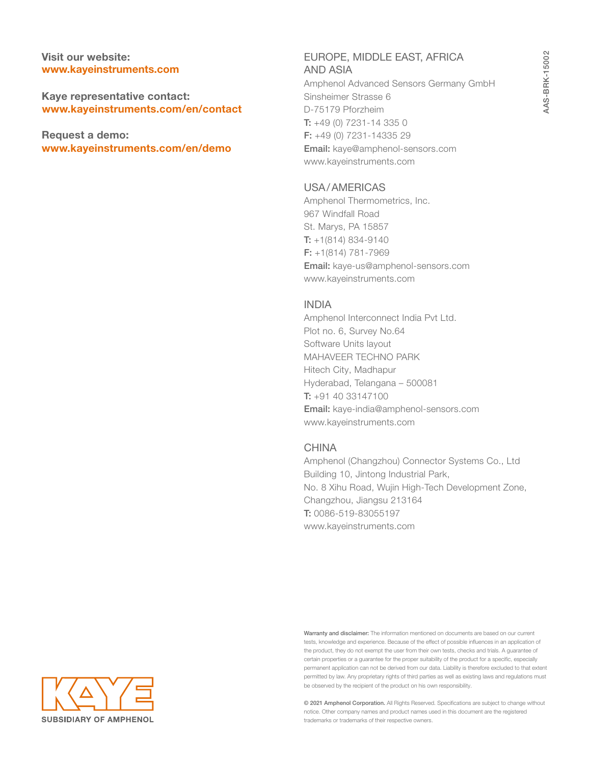**Visit our website:**
**www.kayeinstruments.com**

**Kaye representative contact:**
**www.kayeinstruments.com/en/contact**

**Request a demo:**
**www.kayeinstruments.com/en/demo**

EUROPE, MIDDLE EAST, AFRICA AND ASIA
Amphenol Advanced Sensors Germany GmbH
Sinsheimer Strasse 6
D-75179 Pforzheim
**T:** +49 (0) 7231-14 335 0
**F:** +49 (0) 7231-14335 29
**Email:** kaye@amphenol-sensors.com
www.kayeinstruments.com

USA / AMERICAS
Amphenol Thermometrics, Inc.
967 Windfall Road
St. Marys, PA 15857
**T:** +1(814) 834-9140
**F:** +1(814) 781-7969
**Email:** kaye-us@amphenol-sensors.com
www.kayeinstruments.com

INDIA
Amphenol Interconnect India Pvt Ltd.
Plot no. 6, Survey No.64
Software Units layout
MAHAVEER TECHNO PARK
Hitech City, Madhapur
Hyderabad, Telangana – 500081
**T:** +91 40 33147100
**Email:** kaye-india@amphenol-sensors.com
www.kayeinstruments.com

CHINA
Amphenol (Changzhou) Connector Systems Co., Ltd
Building 10, Jintong Industrial Park,
No. 8 Xihu Road, Wujin High-Tech Development Zone,
Changzhou, Jiangsu 213164
**T:** 0086-519-83055197
www.kayeinstruments.com

AAS-BRK-15002

KAYE
SUBSIDIARY OF AMPHENOL

**Warranty and disclaimer:** The information mentioned on documents are based on our current tests, knowledge and experience. Because of the effect of possible influences in an application of the product, they do not exempt the user from their own tests, checks and trials. A guarantee of certain properties or a guarantee for the proper suitability of the product for a specific, especially permanent application can not be derived from our data. Liability is therefore excluded to that extent permitted by law. Any proprietary rights of third parties as well as existing laws and regulations must be observed by the recipient of the product on his own responsibility.

**© 2021 Amphenol Corporation.** All Rights Reserved. Specifications are subject to change without notice. Other company names and product names used in this document are the registered trademarks or trademarks of their respective owners.